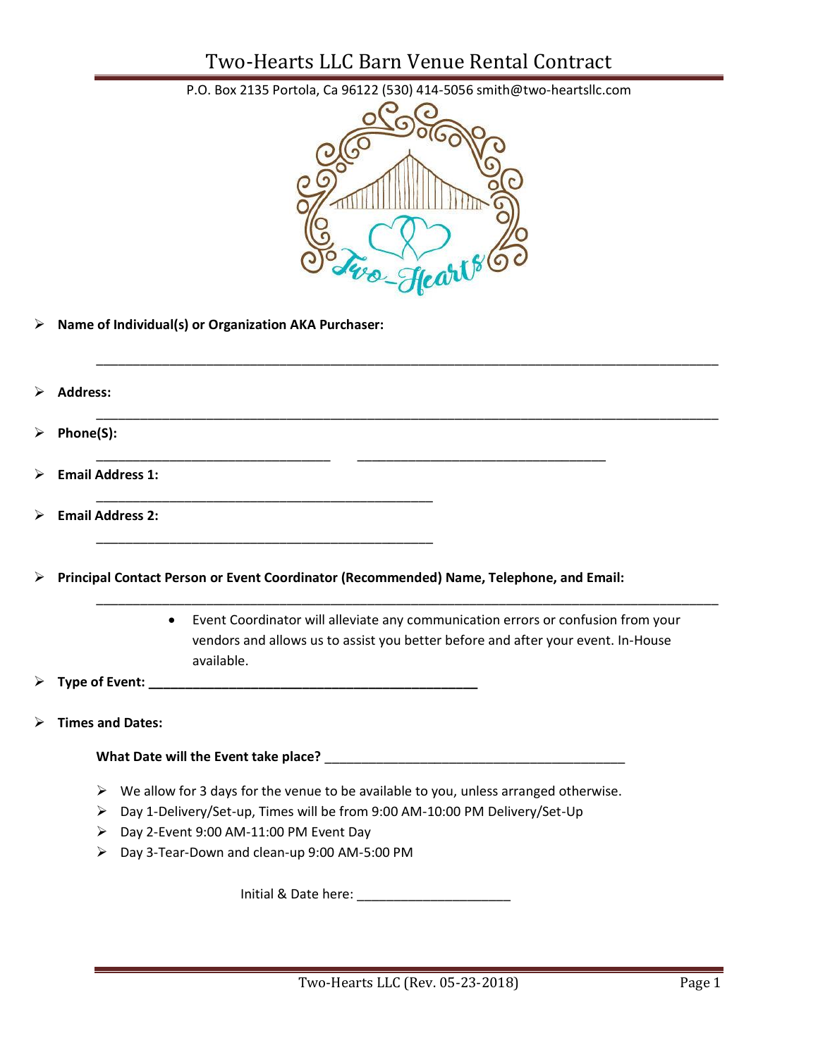# Two-Hearts LLC Barn Venue Rental Contract

P.O. Box 2135 Portola, Ca 96122 (530) 414-5056 smith@two-heartsllc.com

- **Name of Individual(s) or Organization AKA Purchaser:**

  ______________________________________________________________________________

- **Address:**

  ______________________________________________________________________________

- **Phone(S):**

  ______________________________   ________________________________

- **Email Address 1:**

  ____________________________________________

- **Email Address 2:**

  ____________________________________________

- **Principal Contact Person or Event Coordinator (Recommended) Name, Telephone, and Email:**

  ______________________________________________________________________________

  - Event Coordinator will alleviate any communication errors or confusion from your vendors and allows us to assist you better before and after your event. In-House available.

- **Type of Event: ___________________________________________**

- **Times and Dates:**

  **What Date will the Event take place?** _______________________________________

  - We allow for 3 days for the venue to be available to you, unless arranged otherwise.
  - Day 1-Delivery/Set-up, Times will be from 9:00 AM-10:00 PM Delivery/Set-Up
  - Day 2-Event 9:00 AM-11:00 PM Event Day
  - Day 3-Tear-Down and clean-up 9:00 AM-5:00 PM

Initial & Date here: ____________________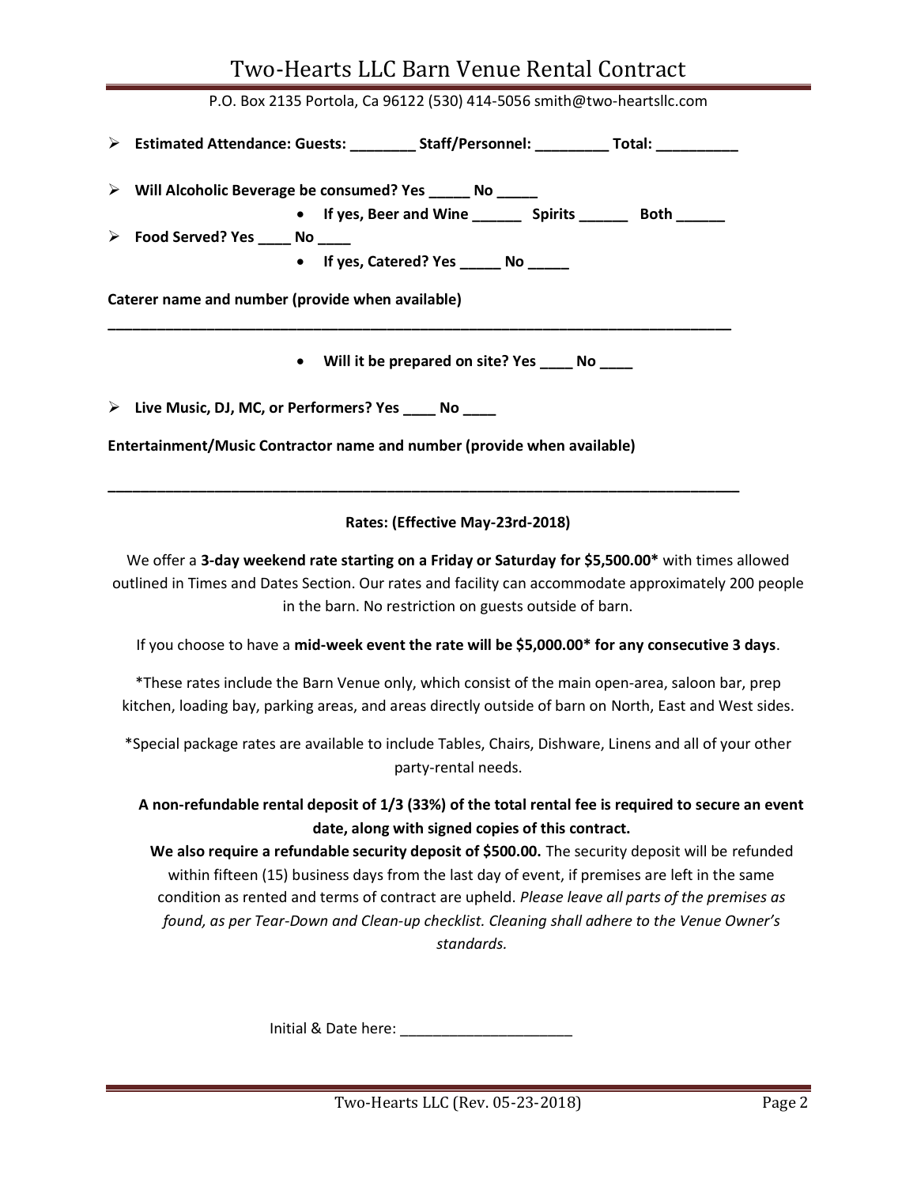# Two-Hearts LLC Barn Venue Rental Contract

P.O. Box 2135 Portola, Ca 96122 (530) 414-5056 smith@two-heartsllc.com

- **Estimated Attendance: Guests: ________ Staff/Personnel: _________ Total: __________**
- **Will Alcoholic Beverage be consumed? Yes _____ No _____**
  - **If yes, Beer and Wine ______ Spirits ______ Both ______**
- **Food Served? Yes ____ No ____**
  - **If yes, Catered? Yes _____ No _____**

**Caterer name and number (provide when available)**

______________________________________________________________________________

- **Will it be prepared on site? Yes ____ No ____**

- **Live Music, DJ, MC, or Performers? Yes ____ No ____**

**Entertainment/Music Contractor name and number (provide when available)**

______________________________________________________________________________

**Rates: (Effective May-23rd-2018)**

We offer a **3-day weekend rate starting on a Friday or Saturday for $5,500.00*** with times allowed outlined in Times and Dates Section. Our rates and facility can accommodate approximately 200 people in the barn. No restriction on guests outside of barn.

If you choose to have a **mid-week event the rate will be $5,000.00* for any consecutive 3 days**.

*These rates include the Barn Venue only, which consist of the main open-area, saloon bar, prep kitchen, loading bay, parking areas, and areas directly outside of barn on North, East and West sides.

*Special package rates are available to include Tables, Chairs, Dishware, Linens and all of your other party-rental needs.

**A non-refundable rental deposit of 1/3 (33%) of the total rental fee is required to secure an event date, along with signed copies of this contract.**

**We also require a refundable security deposit of $500.00.** The security deposit will be refunded within fifteen (15) business days from the last day of event, if premises are left in the same condition as rented and terms of contract are upheld. *Please leave all parts of the premises as found, as per Tear-Down and Clean-up checklist. Cleaning shall adhere to the Venue Owner's standards.*

Initial & Date here: _____________________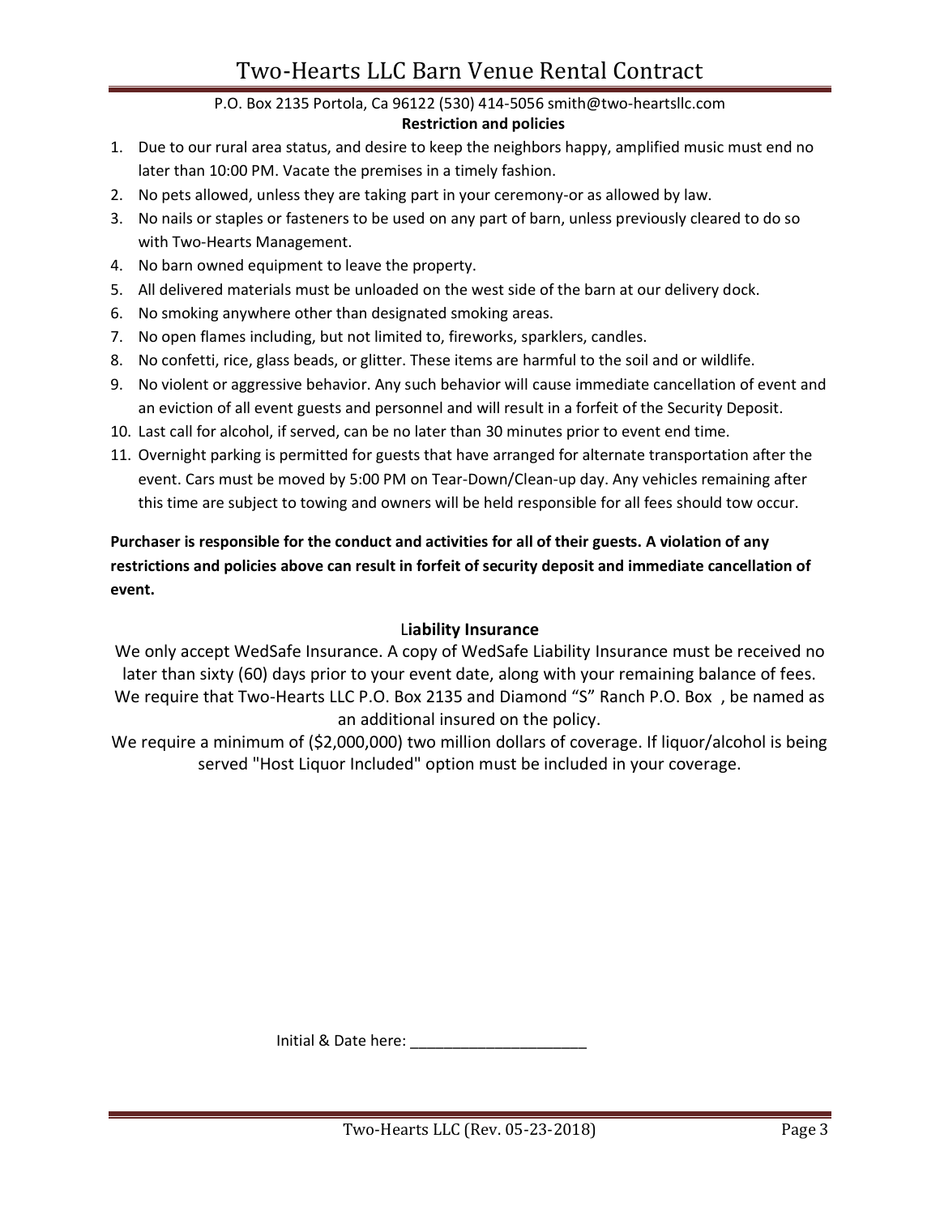# Two-Hearts LLC Barn Venue Rental Contract

P.O. Box 2135 Portola, Ca 96122 (530) 414-5056 smith@two-heartsllc.com

**Restriction and policies**

1. Due to our rural area status, and desire to keep the neighbors happy, amplified music must end no later than 10:00 PM. Vacate the premises in a timely fashion.
2. No pets allowed, unless they are taking part in your ceremony-or as allowed by law.
3. No nails or staples or fasteners to be used on any part of barn, unless previously cleared to do so with Two-Hearts Management.
4. No barn owned equipment to leave the property.
5. All delivered materials must be unloaded on the west side of the barn at our delivery dock.
6. No smoking anywhere other than designated smoking areas.
7. No open flames including, but not limited to, fireworks, sparklers, candles.
8. No confetti, rice, glass beads, or glitter. These items are harmful to the soil and or wildlife.
9. No violent or aggressive behavior. Any such behavior will cause immediate cancellation of event and an eviction of all event guests and personnel and will result in a forfeit of the Security Deposit.
10. Last call for alcohol, if served, can be no later than 30 minutes prior to event end time.
11. Overnight parking is permitted for guests that have arranged for alternate transportation after the event. Cars must be moved by 5:00 PM on Tear-Down/Clean-up day. Any vehicles remaining after this time are subject to towing and owners will be held responsible for all fees should tow occur.

**Purchaser is responsible for the conduct and activities for all of their guests. A violation of any restrictions and policies above can result in forfeit of security deposit and immediate cancellation of event.**

**Liability Insurance**

We only accept WedSafe Insurance. A copy of WedSafe Liability Insurance must be received no later than sixty (60) days prior to your event date, along with your remaining balance of fees. We require that Two-Hearts LLC P.O. Box 2135 and Diamond "S" Ranch P.O. Box , be named as an additional insured on the policy.

We require a minimum of ($2,000,000) two million dollars of coverage. If liquor/alcohol is being served "Host Liquor Included" option must be included in your coverage.

Initial & Date here: _____________________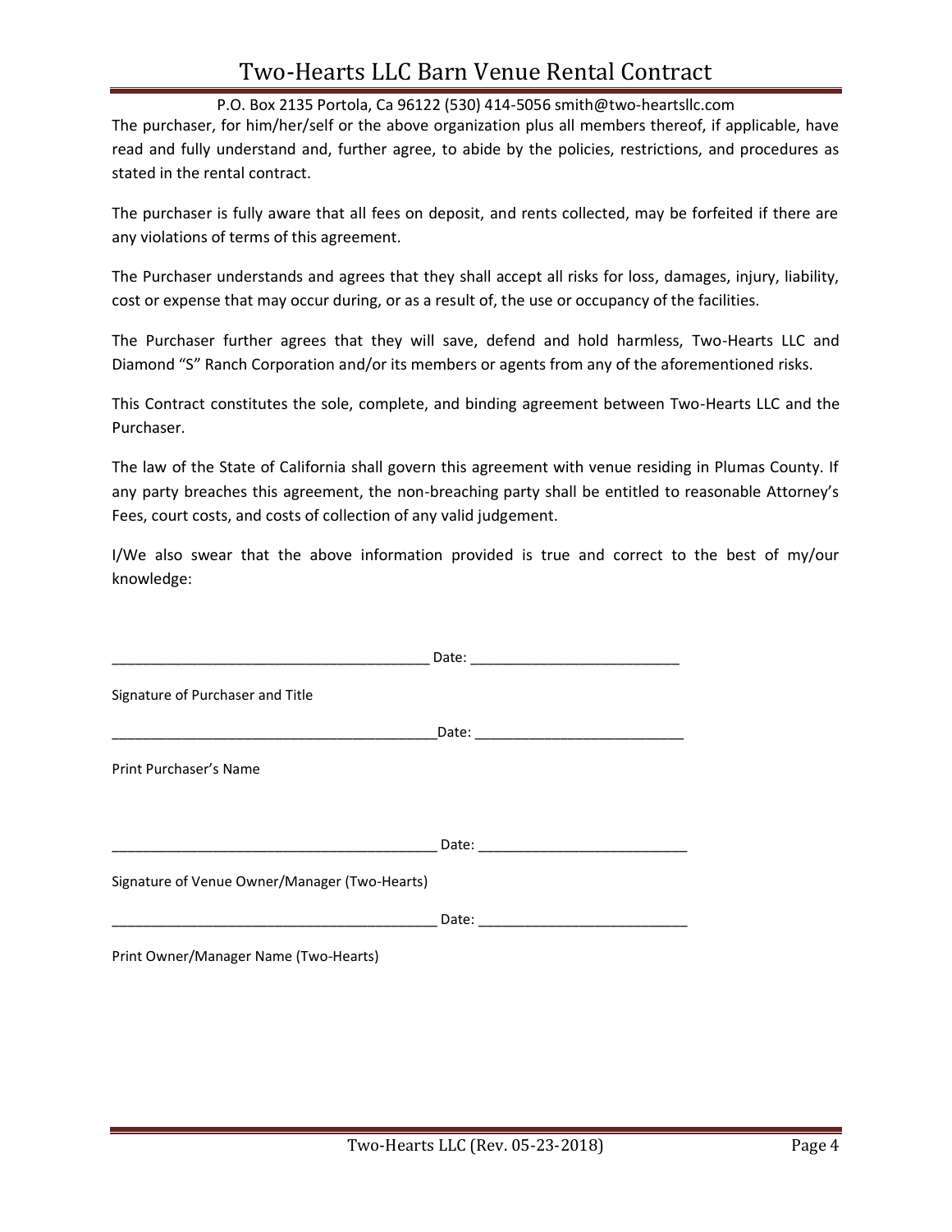The purchaser, for him/her/self or the above organization plus all members thereof, if applicable, have read and fully understand and, further agree, to abide by the policies, restrictions, and procedures as stated in the rental contract.

The purchaser is fully aware that all fees on deposit, and rents collected, may be forfeited if there are any violations of terms of this agreement.

The Purchaser understands and agrees that they shall accept all risks for loss, damages, injury, liability, cost or expense that may occur during, or as a result of, the use or occupancy of the facilities.

The Purchaser further agrees that they will save, defend and hold harmless, Two-Hearts LLC and Diamond "S" Ranch Corporation and/or its members or agents from any of the aforementioned risks.

This Contract constitutes the sole, complete, and binding agreement between Two-Hearts LLC and the Purchaser.

The law of the State of California shall govern this agreement with venue residing in Plumas County. If any party breaches this agreement, the non-breaching party shall be entitled to reasonable Attorney's Fees, court costs, and costs of collection of any valid judgement.

I/We also swear that the above information provided is true and correct to the best of my/our knowledge:

_________________________________________ Date: ___________________________

Signature of Purchaser and Title

_________________________________________ Date: ___________________________

Print Purchaser's Name

_________________________________________ Date: ___________________________

Signature of Venue Owner/Manager (Two-Hearts)

_________________________________________ Date: ___________________________

Print Owner/Manager Name (Two-Hearts)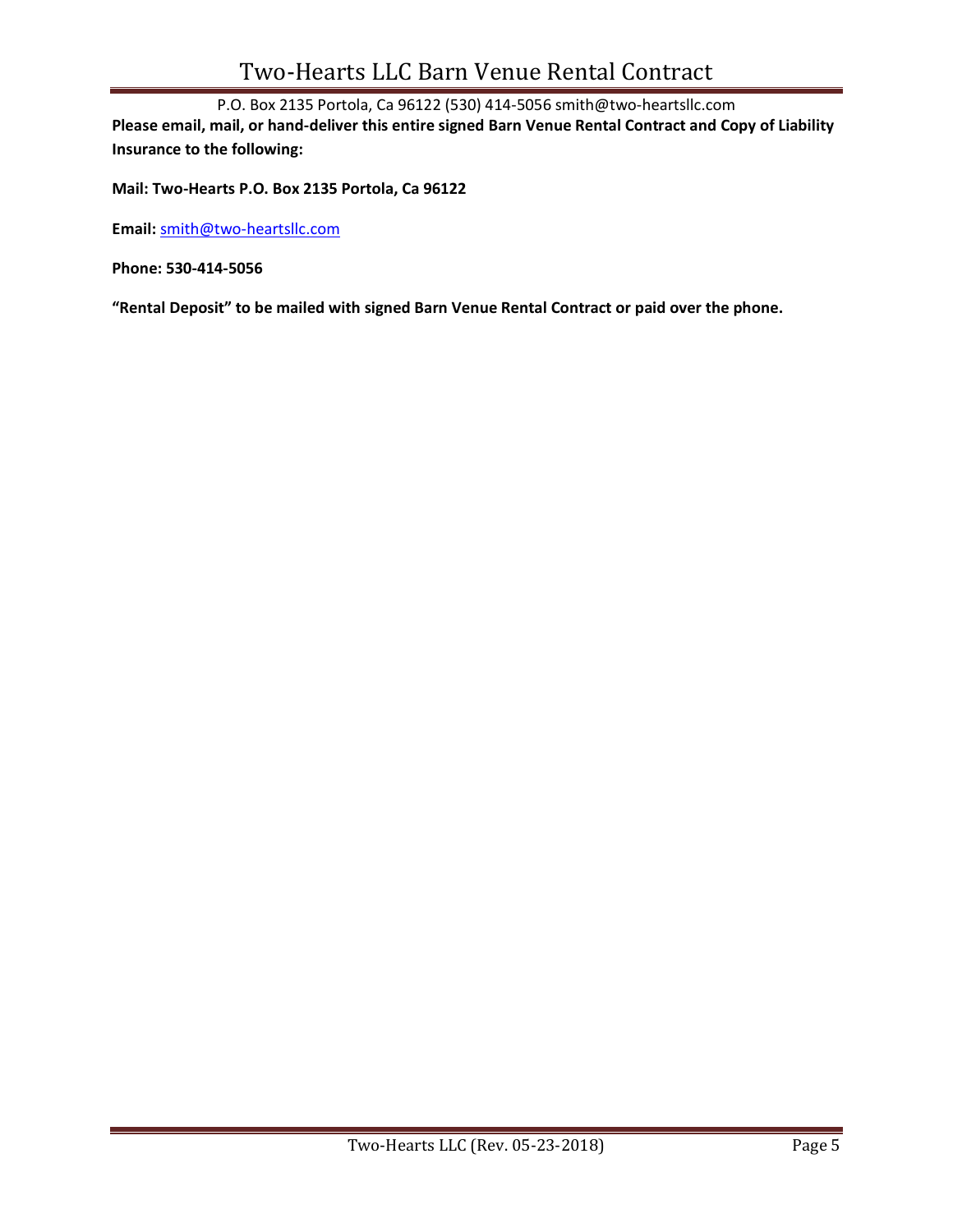**Please email, mail, or hand-deliver this entire signed Barn Venue Rental Contract and Copy of Liability Insurance to the following:**

**Mail: Two-Hearts P.O. Box 2135 Portola, Ca 96122**

**Email:** smith@two-heartsllc.com

**Phone: 530-414-5056**

**"Rental Deposit" to be mailed with signed Barn Venue Rental Contract or paid over the phone.**